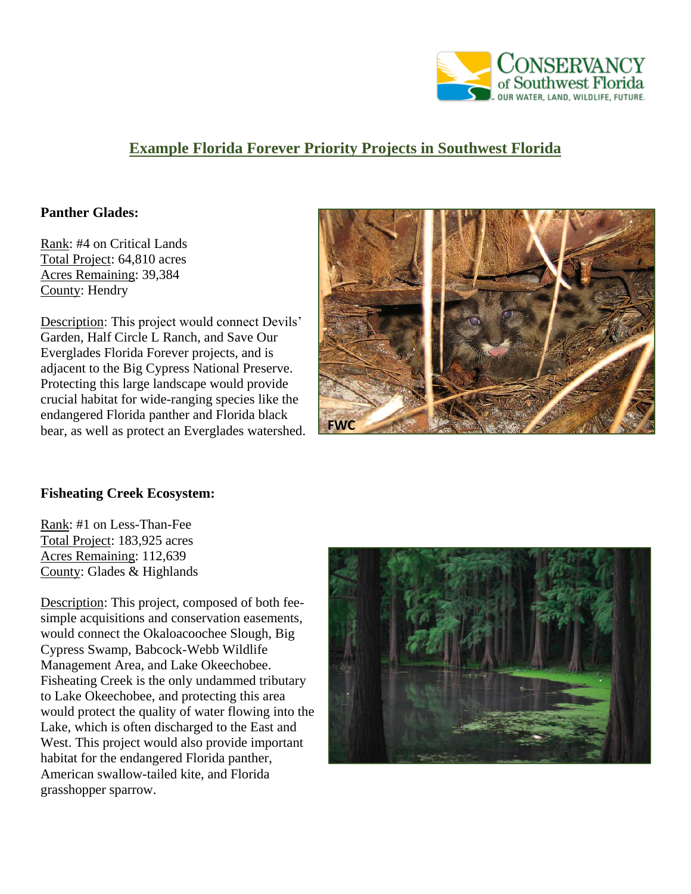## Example Florida Forever Priority Projects in Southwest Florida

### Panther Glades:

Rank: #4 on Critical Lands
Total Project: 64,810 acres
Acres Remaining: 39,384
County: Hendry

Description: This project would connect Devils' Garden, Half Circle L Ranch, and Save Our Everglades Florida Forever projects, and is adjacent to the Big Cypress National Preserve. Protecting this large landscape would provide crucial habitat for wide-ranging species like the endangered Florida panther and Florida black bear, as well as protect an Everglades watershed.

### Fisheating Creek Ecosystem:

Rank: #1 on Less-Than-Fee
Total Project: 183,925 acres
Acres Remaining: 112,639
County: Glades & Highlands

Description: This project, composed of both fee-simple acquisitions and conservation easements, would connect the Okaloacoochee Slough, Big Cypress Swamp, Babcock-Webb Wildlife Management Area, and Lake Okeechobee. Fisheating Creek is the only undammed tributary to Lake Okeechobee, and protecting this area would protect the quality of water flowing into the Lake, which is often discharged to the East and West. This project would also provide important habitat for the endangered Florida panther, American swallow-tailed kite, and Florida grasshopper sparrow.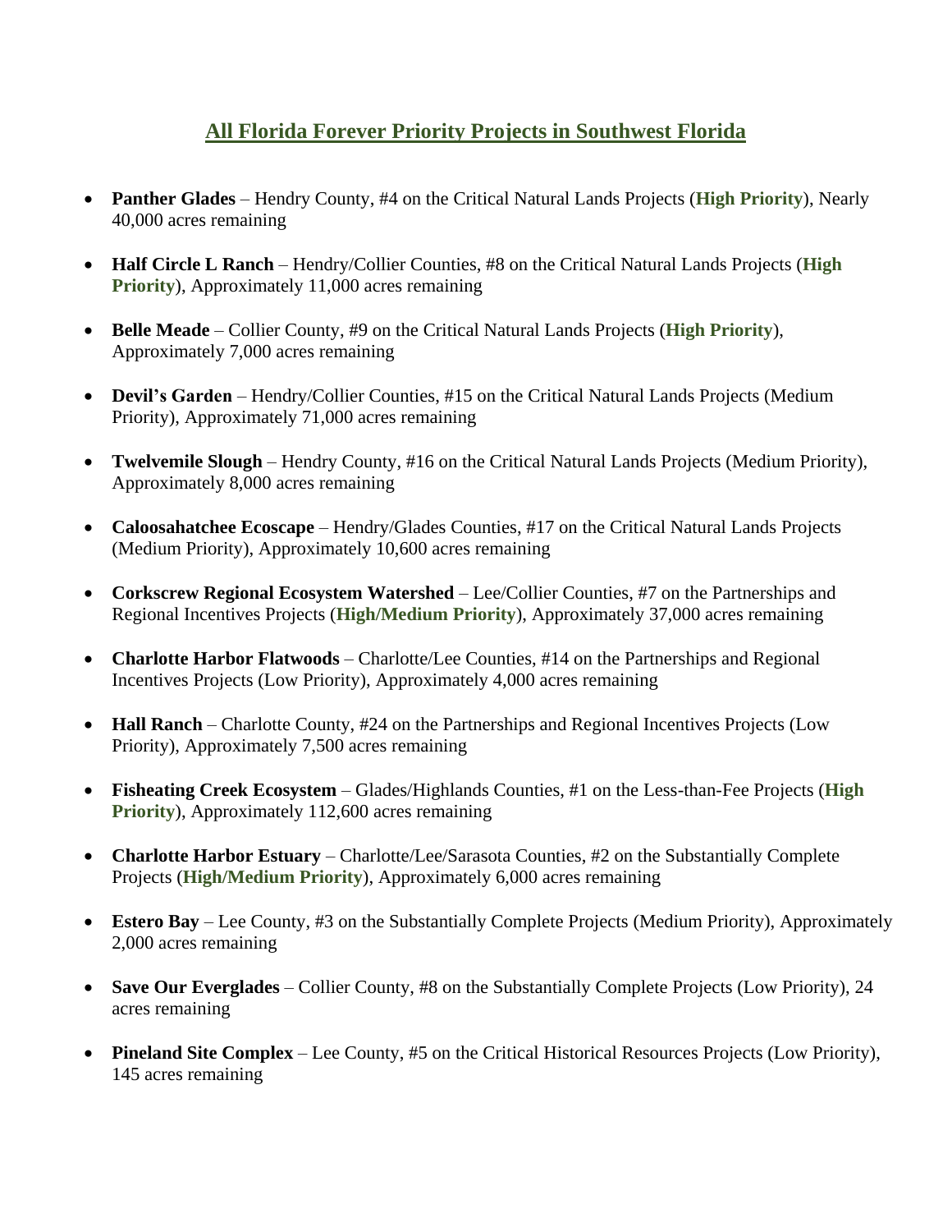## All Florida Forever Priority Projects in Southwest Florida

- **Panther Glades** – Hendry County, #4 on the Critical Natural Lands Projects (**High Priority**), Nearly 40,000 acres remaining
- **Half Circle L Ranch** – Hendry/Collier Counties, #8 on the Critical Natural Lands Projects (**High Priority**), Approximately 11,000 acres remaining
- **Belle Meade** – Collier County, #9 on the Critical Natural Lands Projects (**High Priority**), Approximately 7,000 acres remaining
- **Devil's Garden** – Hendry/Collier Counties, #15 on the Critical Natural Lands Projects (Medium Priority), Approximately 71,000 acres remaining
- **Twelvemile Slough** – Hendry County, #16 on the Critical Natural Lands Projects (Medium Priority), Approximately 8,000 acres remaining
- **Caloosahatchee Ecoscape** – Hendry/Glades Counties, #17 on the Critical Natural Lands Projects (Medium Priority), Approximately 10,600 acres remaining
- **Corkscrew Regional Ecosystem Watershed** – Lee/Collier Counties, #7 on the Partnerships and Regional Incentives Projects (**High/Medium Priority**), Approximately 37,000 acres remaining
- **Charlotte Harbor Flatwoods** – Charlotte/Lee Counties, #14 on the Partnerships and Regional Incentives Projects (Low Priority), Approximately 4,000 acres remaining
- **Hall Ranch** – Charlotte County, #24 on the Partnerships and Regional Incentives Projects (Low Priority), Approximately 7,500 acres remaining
- **Fisheating Creek Ecosystem** – Glades/Highlands Counties, #1 on the Less-than-Fee Projects (**High Priority**), Approximately 112,600 acres remaining
- **Charlotte Harbor Estuary** – Charlotte/Lee/Sarasota Counties, #2 on the Substantially Complete Projects (**High/Medium Priority**), Approximately 6,000 acres remaining
- **Estero Bay** – Lee County, #3 on the Substantially Complete Projects (Medium Priority), Approximately 2,000 acres remaining
- **Save Our Everglades** – Collier County, #8 on the Substantially Complete Projects (Low Priority), 24 acres remaining
- **Pineland Site Complex** – Lee County, #5 on the Critical Historical Resources Projects (Low Priority), 145 acres remaining